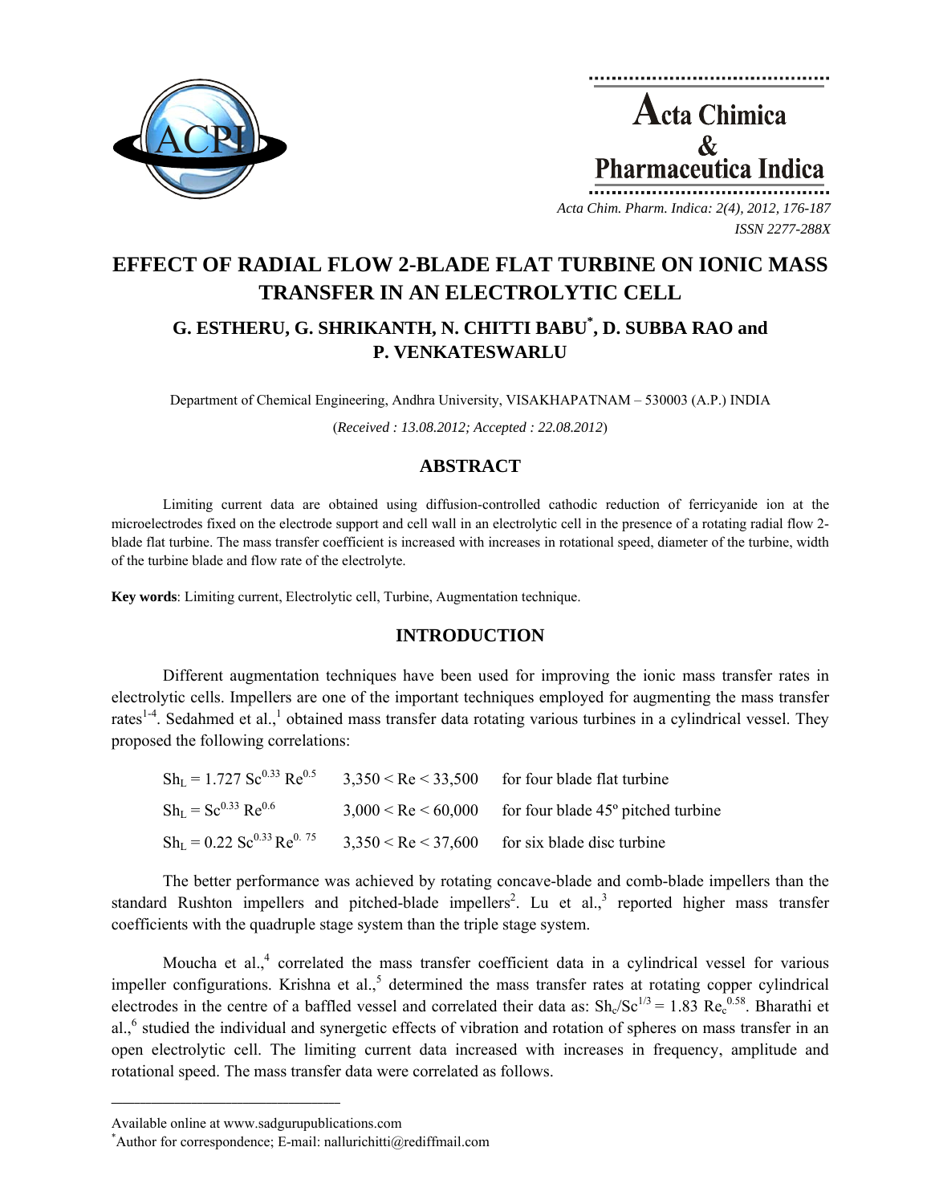# EFFECT OF RADIAL FLOW 2-BLADE FLAT TURBINE ON IONIC MASS TRANSFER IN AN ELECTROLYTIC CELL

**G. ESTHERU, G. SHRIKANTH, N. CHITTI BABU*, D. SUBBA RAO and P. VENKATESWARLU**

Department of Chemical Engineering, Andhra University, VISAKHAPATNAM – 530003 (A.P.) INDIA

(*Received : 13.08.2012; Accepted : 22.08.2012*)

## ABSTRACT

Limiting current data are obtained using diffusion-controlled cathodic reduction of ferricyanide ion at the microelectrodes fixed on the electrode support and cell wall in an electrolytic cell in the presence of a rotating radial flow 2-blade flat turbine. The mass transfer coefficient is increased with increases in rotational speed, diameter of the turbine, width of the turbine blade and flow rate of the electrolyte.

**Key words**: Limiting current, Electrolytic cell, Turbine, Augmentation technique.

## INTRODUCTION

Different augmentation techniques have been used for improving the ionic mass transfer rates in electrolytic cells. Impellers are one of the important techniques employed for augmenting the mass transfer rates[1-4]. Sedahmed et al.,[1] obtained mass transfer data rotating various turbines in a cylindrical vessel. They proposed the following correlations:

| | | |
|---|---|---|
| $Sh_L = 1.727\ Sc^{0.33}\ Re^{0.5}$ | $3,350 < Re < 33,500$ | for four blade flat turbine |
| $Sh_L = Sc^{0.33}\ Re^{0.6}$ | $3,000 < Re < 60,000$ | for four blade 45º pitched turbine |
| $Sh_L = 0.22\ Sc^{0.33}\ Re^{0.75}$ | $3,350 < Re < 37,600$ | for six blade disc turbine |

The better performance was achieved by rotating concave-blade and comb-blade impellers than the standard Rushton impellers and pitched-blade impellers[2]. Lu et al.,[3] reported higher mass transfer coefficients with the quadruple stage system than the triple stage system.

Moucha et al.,[4] correlated the mass transfer coefficient data in a cylindrical vessel for various impeller configurations. Krishna et al.,[5] determined the mass transfer rates at rotating copper cylindrical electrodes in the centre of a baffled vessel and correlated their data as: $Sh_c/Sc^{1/3} = 1.83\ Re_c^{0.58}$. Bharathi et al.,[6] studied the individual and synergetic effects of vibration and rotation of spheres on mass transfer in an open electrolytic cell. The limiting current data increased with increases in frequency, amplitude and rotational speed. The mass transfer data were correlated as follows.

---

Available online at www.sadgurupublications.com

*Author for correspondence; E-mail: nallurichitti@rediffmail.com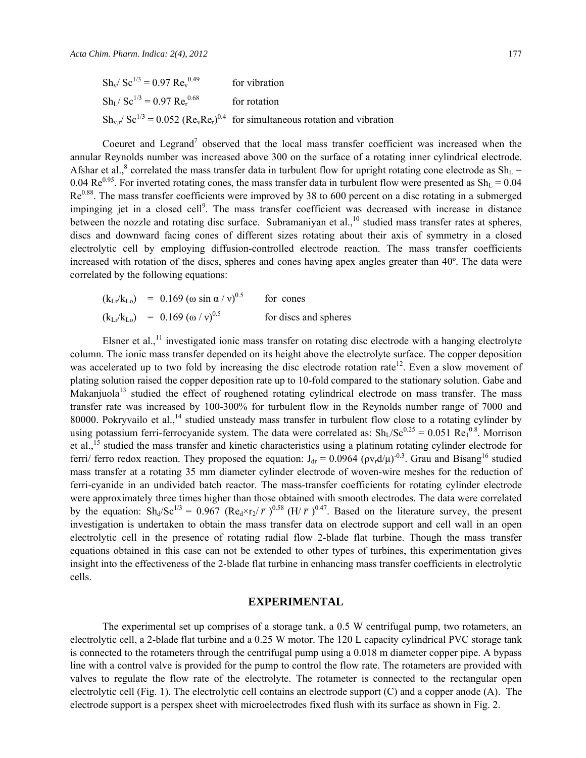$Sh_v / Sc^{1/3} = 0.97 \, Re_v^{0.49}$ for vibration

$Sh_L / Sc^{1/3} = 0.97 \, Re_r^{0.68}$ for rotation

$Sh_{v,r} / Sc^{1/3} = 0.052 \, (Re_v Re_r)^{0.4}$ for simultaneous rotation and vibration

Coeuret and Legrand[7] observed that the local mass transfer coefficient was increased when the annular Reynolds number was increased above 300 on the surface of a rotating inner cylindrical electrode. Afshar et al.,[8] correlated the mass transfer data in turbulent flow for upright rotating cone electrode as $Sh_L = 0.04 \, Re^{0.95}$. For inverted rotating cones, the mass transfer data in turbulent flow were presented as $Sh_L = 0.04 \, Re^{0.88}$. The mass transfer coefficients were improved by 38 to 600 percent on a disc rotating in a submerged impinging jet in a closed cell[9]. The mass transfer coefficient was decreased with increase in distance between the nozzle and rotating disc surface. Subramaniyan et al.,[10] studied mass transfer rates at spheres, discs and downward facing cones of different sizes rotating about their axis of symmetry in a closed electrolytic cell by employing diffusion-controlled electrode reaction. The mass transfer coefficients increased with rotation of the discs, spheres and cones having apex angles greater than 40º. The data were correlated by the following equations:

$(k_{Lr}/k_{Lo}) = 0.169 \, (\omega \sin \alpha / \nu)^{0.5}$ for cones

$(k_{Lr}/k_{Lo}) = 0.169 \, (\omega / \nu)^{0.5}$ for discs and spheres

Elsner et al.,[11] investigated ionic mass transfer on rotating disc electrode with a hanging electrolyte column. The ionic mass transfer depended on its height above the electrolyte surface. The copper deposition was accelerated up to two fold by increasing the disc electrode rotation rate[12]. Even a slow movement of plating solution raised the copper deposition rate up to 10-fold compared to the stationary solution. Gabe and Makanjuola[13] studied the effect of roughened rotating cylindrical electrode on mass transfer. The mass transfer rate was increased by 100-300% for turbulent flow in the Reynolds number range of 7000 and 80000. Pokryvailo et al.,[14] studied unsteady mass transfer in turbulent flow close to a rotating cylinder by using potassium ferri-ferrocyanide system. The data were correlated as: $Sh_L/Sc^{0.25} = 0.051 \, Re_1^{0.8}$. Morrison et al.,[15] studied the mass transfer and kinetic characteristics using a platinum rotating cylinder electrode for ferri/ ferro redox reaction. They proposed the equation: $J_{dr} = 0.0964 \, (\rho v_r d/\mu)^{-0.3}$. Grau and Bisang[16] studied mass transfer at a rotating 35 mm diameter cylinder electrode of woven-wire meshes for the reduction of ferri-cyanide in an undivided batch reactor. The mass-transfer coefficients for rotating cylinder electrode were approximately three times higher than those obtained with smooth electrodes. The data were correlated by the equation: $Sh_d/Sc^{1/3} = 0.967 \, (Re_d \times r_2/\bar{r})^{0.58} \, (H/\bar{r})^{0.47}$. Based on the literature survey, the present investigation is undertaken to obtain the mass transfer data on electrode support and cell wall in an open electrolytic cell in the presence of rotating radial flow 2-blade flat turbine. Though the mass transfer equations obtained in this case can not be extended to other types of turbines, this experimentation gives insight into the effectiveness of the 2-blade flat turbine in enhancing mass transfer coefficients in electrolytic cells.

## EXPERIMENTAL

The experimental set up comprises of a storage tank, a 0.5 W centrifugal pump, two rotameters, an electrolytic cell, a 2-blade flat turbine and a 0.25 W motor. The 120 L capacity cylindrical PVC storage tank is connected to the rotameters through the centrifugal pump using a 0.018 m diameter copper pipe. A bypass line with a control valve is provided for the pump to control the flow rate. The rotameters are provided with valves to regulate the flow rate of the electrolyte. The rotameter is connected to the rectangular open electrolytic cell (Fig. 1). The electrolytic cell contains an electrode support (C) and a copper anode (A). The electrode support is a perspex sheet with microelectrodes fixed flush with its surface as shown in Fig. 2.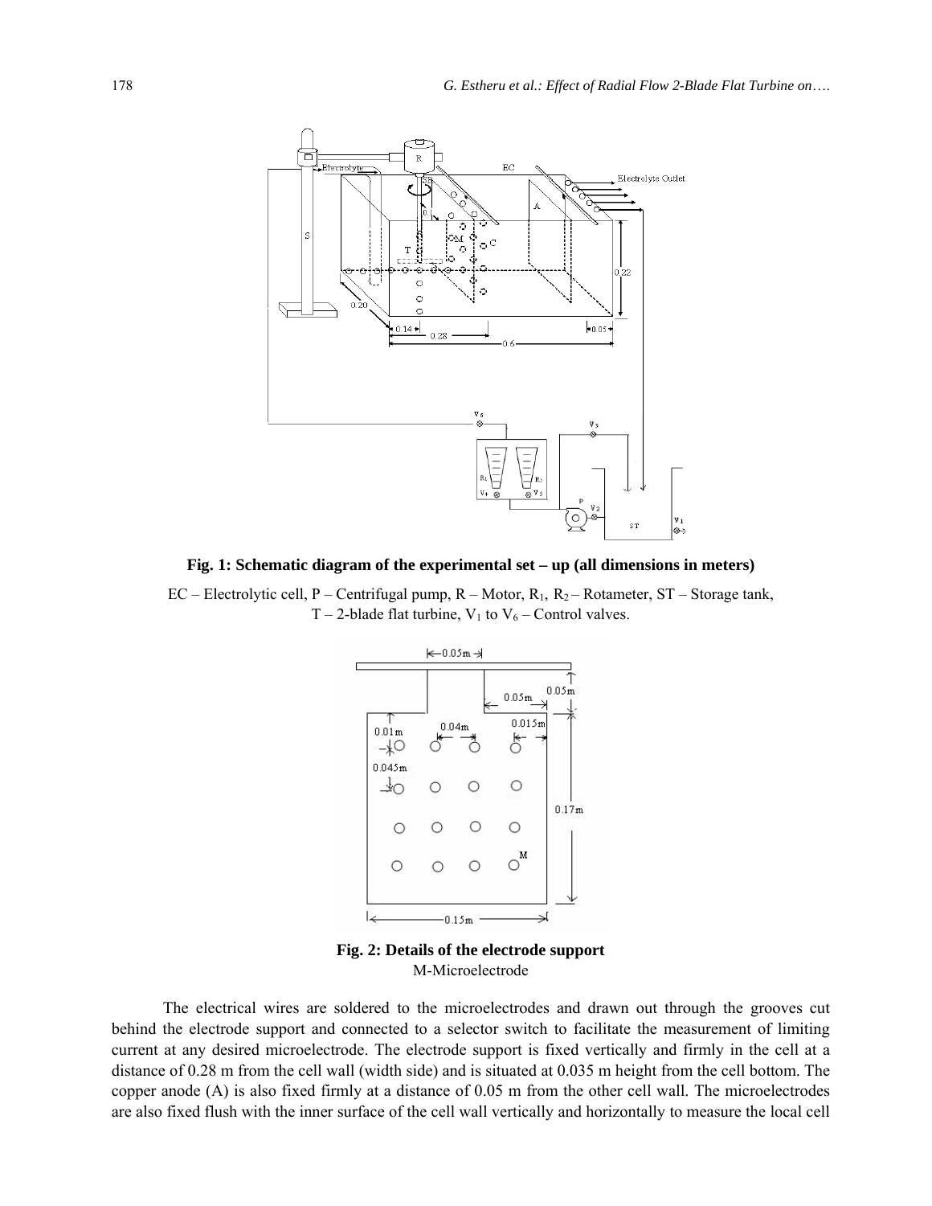**Fig. 1: Schematic diagram of the experimental set – up (all dimensions in meters)**

EC – Electrolytic cell, P – Centrifugal pump, R – Motor, $R_1$, $R_2$ – Rotameter, ST – Storage tank, T – 2-blade flat turbine, $V_1$ to $V_6$ – Control valves.

**Fig. 2: Details of the electrode support**

M-Microelectrode

The electrical wires are soldered to the microelectrodes and drawn out through the grooves cut behind the electrode support and connected to a selector switch to facilitate the measurement of limiting current at any desired microelectrode. The electrode support is fixed vertically and firmly in the cell at a distance of 0.28 m from the cell wall (width side) and is situated at 0.035 m height from the cell bottom. The copper anode (A) is also fixed firmly at a distance of 0.05 m from the other cell wall. The microelectrodes are also fixed flush with the inner surface of the cell wall vertically and horizontally to measure the local cell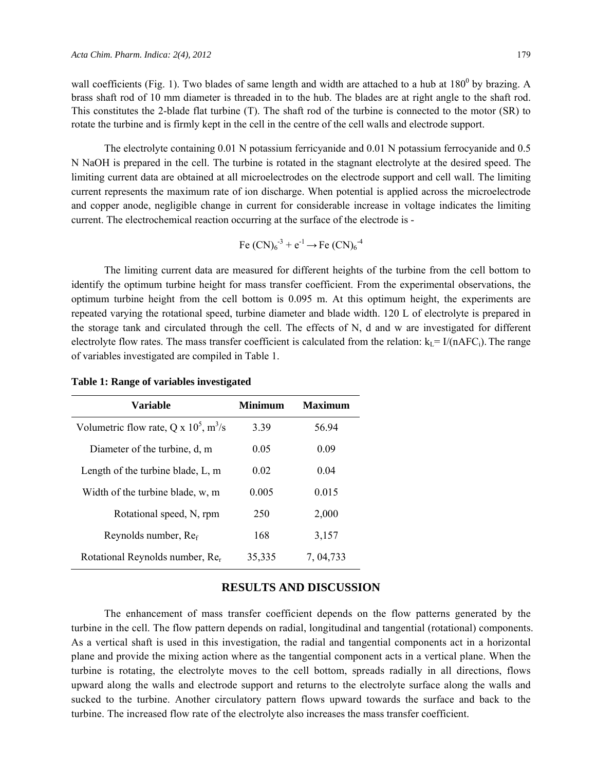wall coefficients (Fig. 1). Two blades of same length and width are attached to a hub at $180^0$ by brazing. A brass shaft rod of 10 mm diameter is threaded in to the hub. The blades are at right angle to the shaft rod. This constitutes the 2-blade flat turbine (T). The shaft rod of the turbine is connected to the motor (SR) to rotate the turbine and is firmly kept in the cell in the centre of the cell walls and electrode support.

The electrolyte containing 0.01 N potassium ferricyanide and 0.01 N potassium ferrocyanide and 0.5 N NaOH is prepared in the cell. The turbine is rotated in the stagnant electrolyte at the desired speed. The limiting current data are obtained at all microelectrodes on the electrode support and cell wall. The limiting current represents the maximum rate of ion discharge. When potential is applied across the microelectrode and copper anode, negligible change in current for considerable increase in voltage indicates the limiting current. The electrochemical reaction occurring at the surface of the electrode is -

$$Fe\,(CN)_6^{-3} + e^{-1} \rightarrow Fe\,(CN)_6^{-4}$$

The limiting current data are measured for different heights of the turbine from the cell bottom to identify the optimum turbine height for mass transfer coefficient. From the experimental observations, the optimum turbine height from the cell bottom is 0.095 m. At this optimum height, the experiments are repeated varying the rotational speed, turbine diameter and blade width. 120 L of electrolyte is prepared in the storage tank and circulated through the cell. The effects of N, d and w are investigated for different electrolyte flow rates. The mass transfer coefficient is calculated from the relation: $k_L = I/(nAFC_i)$. The range of variables investigated are compiled in Table 1.

**Table 1: Range of variables investigated**

| Variable | Minimum | Maximum |
|---|---|---|
| Volumetric flow rate, $Q \times 10^5$, $m^3/s$ | 3.39 | 56.94 |
| Diameter of the turbine, d, m | 0.05 | 0.09 |
| Length of the turbine blade, L, m | 0.02 | 0.04 |
| Width of the turbine blade, w, m | 0.005 | 0.015 |
| Rotational speed, N, rpm | 250 | 2,000 |
| Reynolds number, $Re_f$ | 168 | 3,157 |
| Rotational Reynolds number, $Re_r$ | 35,335 | 7, 04,733 |

## RESULTS AND DISCUSSION

The enhancement of mass transfer coefficient depends on the flow patterns generated by the turbine in the cell. The flow pattern depends on radial, longitudinal and tangential (rotational) components. As a vertical shaft is used in this investigation, the radial and tangential components act in a horizontal plane and provide the mixing action where as the tangential component acts in a vertical plane. When the turbine is rotating, the electrolyte moves to the cell bottom, spreads radially in all directions, flows upward along the walls and electrode support and returns to the electrolyte surface along the walls and sucked to the turbine. Another circulatory pattern flows upward towards the surface and back to the turbine. The increased flow rate of the electrolyte also increases the mass transfer coefficient.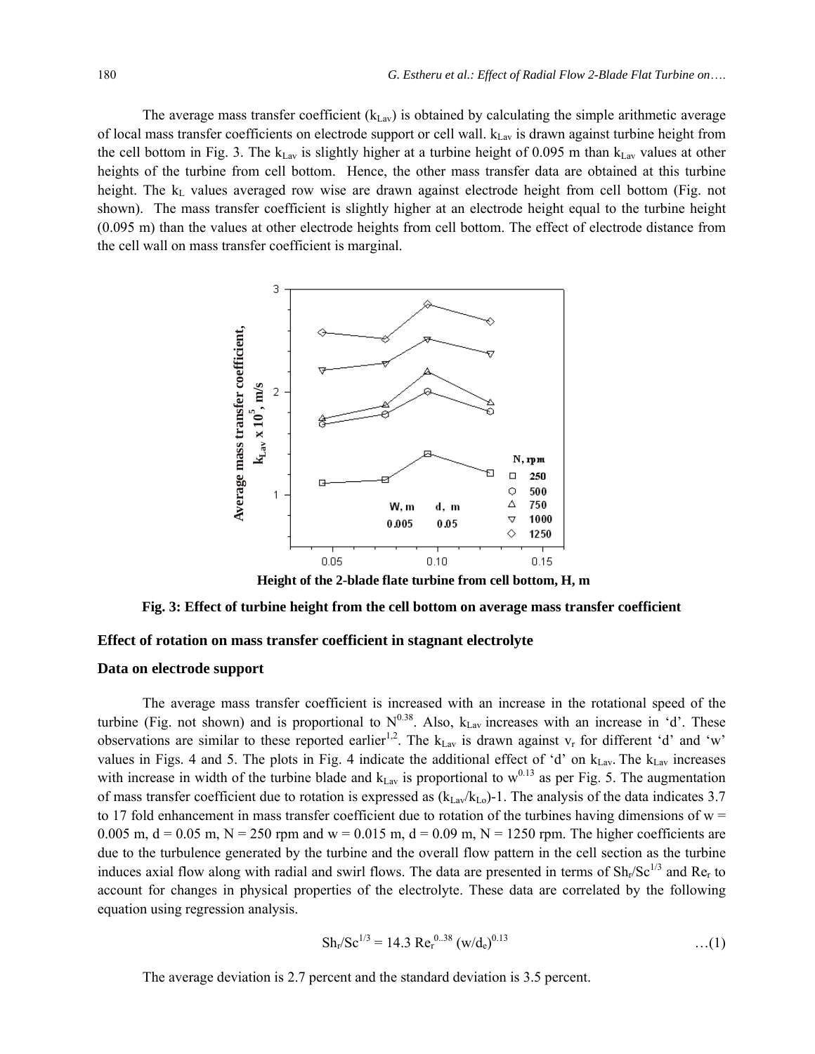The average mass transfer coefficient ($k_{Lav}$) is obtained by calculating the simple arithmetic average of local mass transfer coefficients on electrode support or cell wall. $k_{Lav}$ is drawn against turbine height from the cell bottom in Fig. 3. The $k_{Lav}$ is slightly higher at a turbine height of 0.095 m than $k_{Lav}$ values at other heights of the turbine from cell bottom. Hence, the other mass transfer data are obtained at this turbine height. The $k_L$ values averaged row wise are drawn against electrode height from cell bottom (Fig. not shown). The mass transfer coefficient is slightly higher at an electrode height equal to the turbine height (0.095 m) than the values at other electrode heights from cell bottom. The effect of electrode distance from the cell wall on mass transfer coefficient is marginal.

**Fig. 3: Effect of turbine height from the cell bottom on average mass transfer coefficient**

### Effect of rotation on mass transfer coefficient in stagnant electrolyte

### Data on electrode support

The average mass transfer coefficient is increased with an increase in the rotational speed of the turbine (Fig. not shown) and is proportional to $N^{0.38}$. Also, $k_{Lav}$ increases with an increase in 'd'. These observations are similar to these reported earlier[1,2]. The $k_{Lav}$ is drawn against $v_r$ for different 'd' and 'w' values in Figs. 4 and 5. The plots in Fig. 4 indicate the additional effect of 'd' on $k_{Lav}$. The $k_{Lav}$ increases with increase in width of the turbine blade and $k_{Lav}$ is proportional to $w^{0.13}$ as per Fig. 5. The augmentation of mass transfer coefficient due to rotation is expressed as $(k_{Lav}/k_{Lo})$-1. The analysis of the data indicates 3.7 to 17 fold enhancement in mass transfer coefficient due to rotation of the turbines having dimensions of w = 0.005 m, d = 0.05 m, N = 250 rpm and w = 0.015 m, d = 0.09 m, N = 1250 rpm. The higher coefficients are due to the turbulence generated by the turbine and the overall flow pattern in the cell section as the turbine induces axial flow along with radial and swirl flows. The data are presented in terms of $Sh_r/Sc^{1/3}$ and $Re_r$ to account for changes in physical properties of the electrolyte. These data are correlated by the following equation using regression analysis.

$$Sh_r/Sc^{1/3} = 14.3\ Re_r^{0.38}\ (w/d_e)^{0.13} \qquad \ldots(1)$$

The average deviation is 2.7 percent and the standard deviation is 3.5 percent.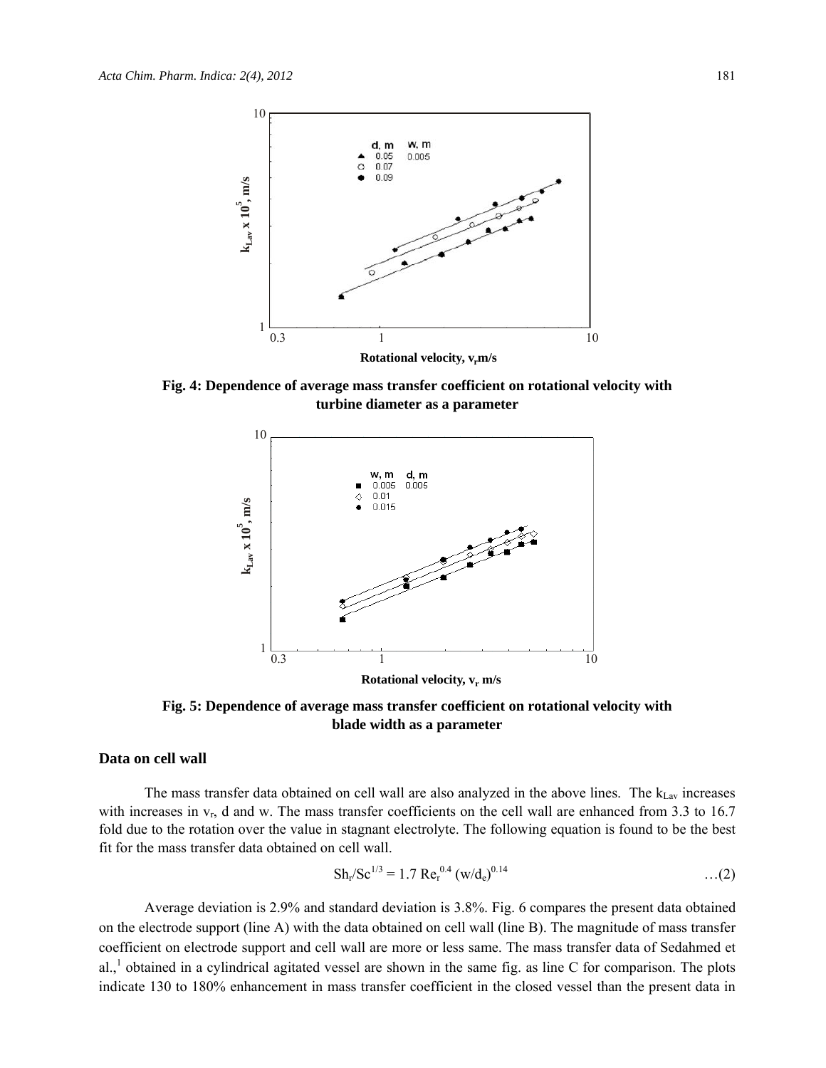Fig. 4: Dependence of average mass transfer coefficient on rotational velocity with turbine diameter as a parameter

Fig. 5: Dependence of average mass transfer coefficient on rotational velocity with blade width as a parameter

### Data on cell wall

The mass transfer data obtained on cell wall are also analyzed in the above lines. The $k_{Lav}$ increases with increases in $v_r$, d and w. The mass transfer coefficients on the cell wall are enhanced from 3.3 to 16.7 fold due to the rotation over the value in stagnant electrolyte. The following equation is found to be the best fit for the mass transfer data obtained on cell wall.

$$Sh_r/Sc^{1/3} = 1.7\ Re_r^{0.4}\ (w/d_e)^{0.14} \quad \ldots(2)$$

Average deviation is 2.9% and standard deviation is 3.8%. Fig. 6 compares the present data obtained on the electrode support (line A) with the data obtained on cell wall (line B). The magnitude of mass transfer coefficient on electrode support and cell wall are more or less same. The mass transfer data of Sedahmed et al.,[1] obtained in a cylindrical agitated vessel are shown in the same fig. as line C for comparison. The plots indicate 130 to 180% enhancement in mass transfer coefficient in the closed vessel than the present data in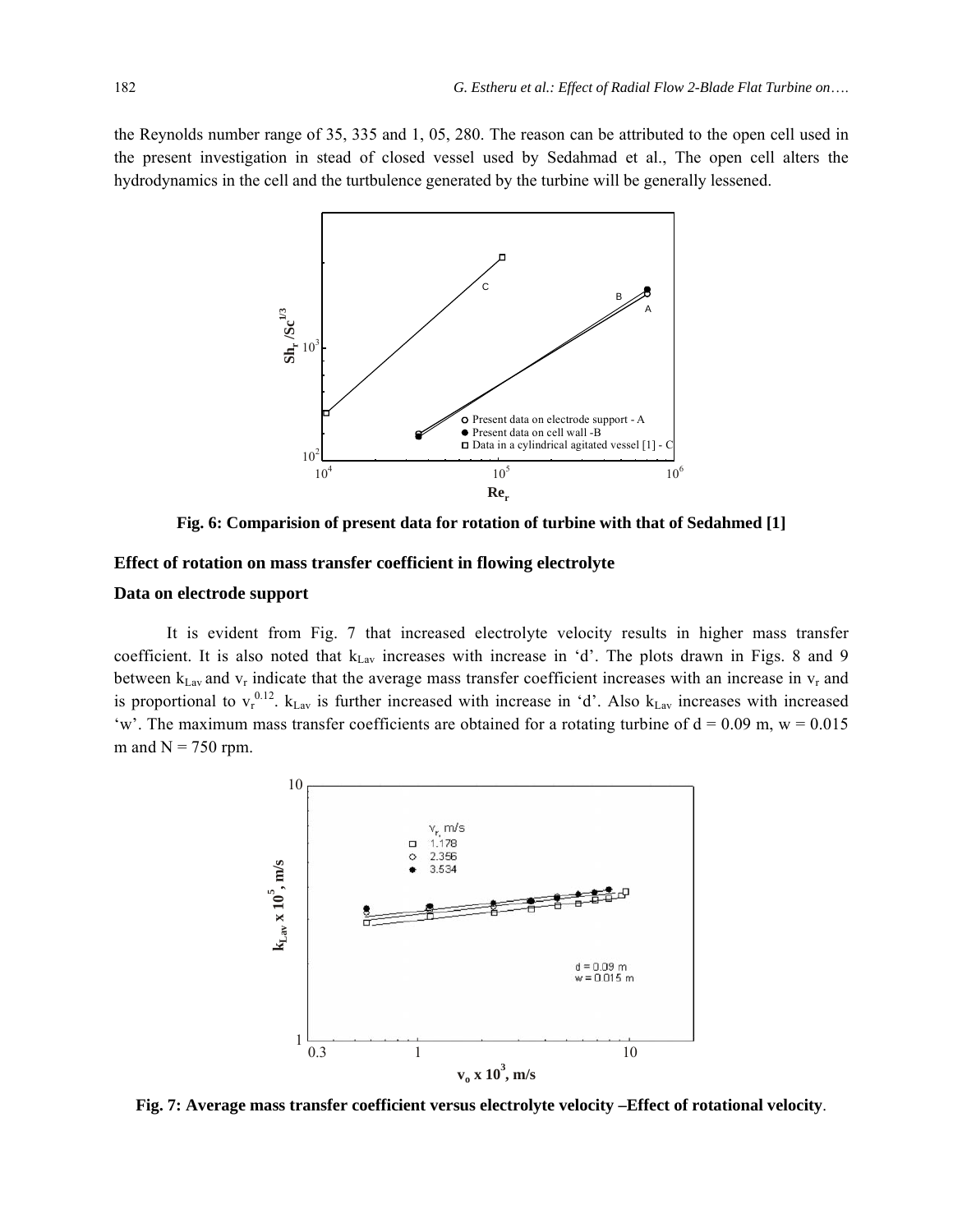the Reynolds number range of 35, 335 and 1, 05, 280. The reason can be attributed to the open cell used in the present investigation in stead of closed vessel used by Sedahmad et al., The open cell alters the hydrodynamics in the cell and the turtbulence generated by the turbine will be generally lessened.

**Fig. 6: Comparision of present data for rotation of turbine with that of Sedahmed [1]**

### Effect of rotation on mass transfer coefficient in flowing electrolyte

### Data on electrode support

It is evident from Fig. 7 that increased electrolyte velocity results in higher mass transfer coefficient. It is also noted that $k_{Lav}$ increases with increase in 'd'. The plots drawn in Figs. 8 and 9 between $k_{Lav}$ and $v_r$ indicate that the average mass transfer coefficient increases with an increase in $v_r$ and is proportional to $v_r^{0.12}$. $k_{Lav}$ is further increased with increase in 'd'. Also $k_{Lav}$ increases with increased 'w'. The maximum mass transfer coefficients are obtained for a rotating turbine of d = 0.09 m, w = 0.015 m and N = 750 rpm.

**Fig. 7: Average mass transfer coefficient versus electrolyte velocity –Effect of rotational velocity**.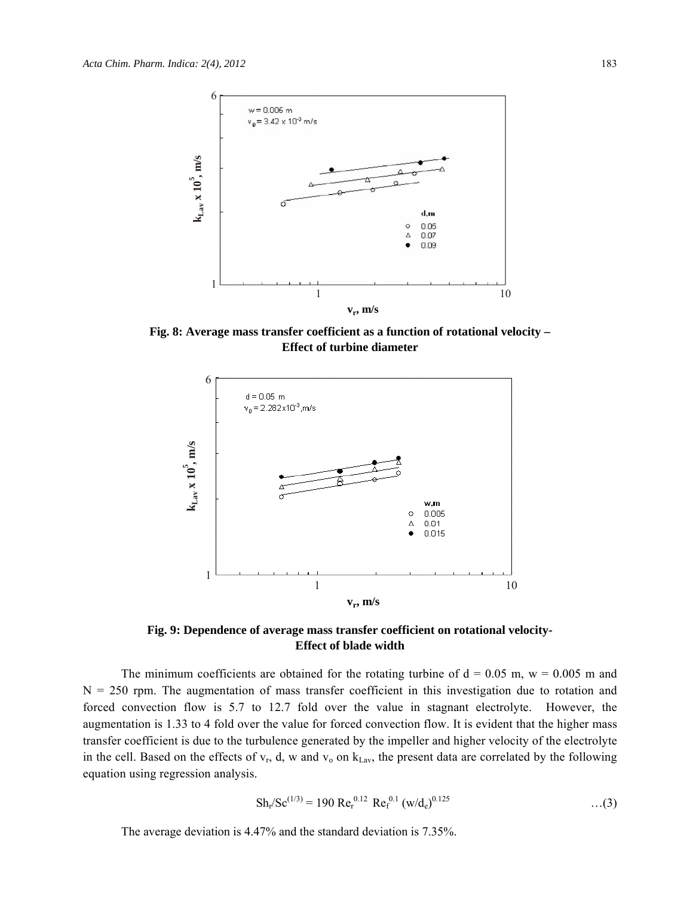**Fig. 8: Average mass transfer coefficient as a function of rotational velocity – Effect of turbine diameter**

**Fig. 9: Dependence of average mass transfer coefficient on rotational velocity- Effect of blade width**

The minimum coefficients are obtained for the rotating turbine of d = 0.05 m, w = 0.005 m and N = 250 rpm. The augmentation of mass transfer coefficient in this investigation due to rotation and forced convection flow is 5.7 to 12.7 fold over the value in stagnant electrolyte. However, the augmentation is 1.33 to 4 fold over the value for forced convection flow. It is evident that the higher mass transfer coefficient is due to the turbulence generated by the impeller and higher velocity of the electrolyte in the cell. Based on the effects of $v_r$, d, w and $v_o$ on $k_{Lav}$, the present data are correlated by the following equation using regression analysis.

$$Sh_r/Sc^{(1/3)} = 190\ Re_r^{0.12}\ Re_f^{0.1}\ (w/d_e)^{0.125} \qquad \ldots(3)$$

The average deviation is 4.47% and the standard deviation is 7.35%.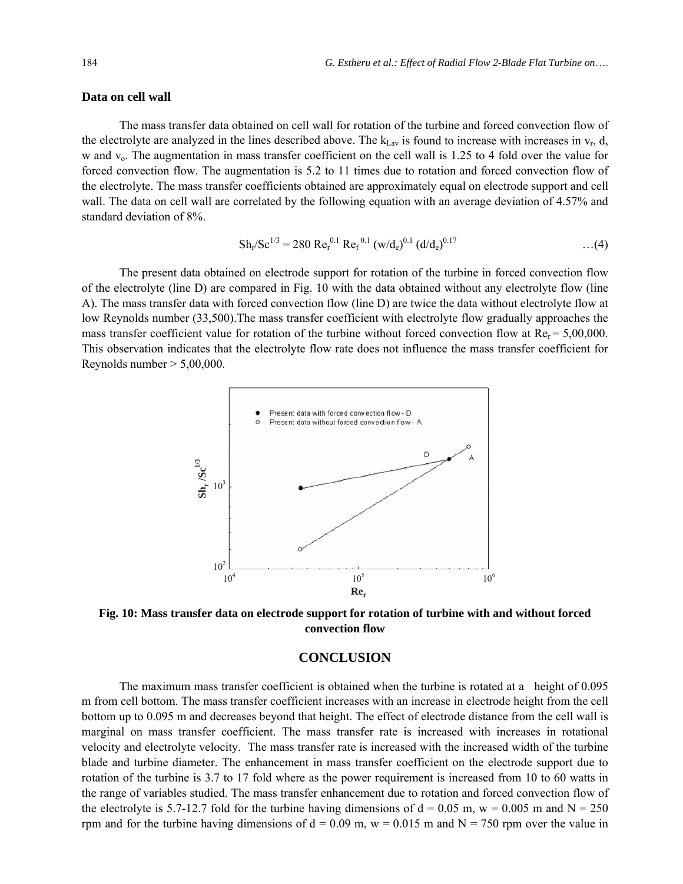### Data on cell wall

The mass transfer data obtained on cell wall for rotation of the turbine and forced convection flow of the electrolyte are analyzed in the lines described above. The $k_{Lav}$ is found to increase with increases in $v_r$, d, w and $v_o$. The augmentation in mass transfer coefficient on the cell wall is 1.25 to 4 fold over the value for forced convection flow. The augmentation is 5.2 to 11 times due to rotation and forced convection flow of the electrolyte. The mass transfer coefficients obtained are approximately equal on electrode support and cell wall. The data on cell wall are correlated by the following equation with an average deviation of 4.57% and standard deviation of 8%.

$$Sh_r/Sc^{1/3} = 280\ Re_r^{0.1}\ Re_f^{0.1}\ (w/d_e)^{0.1}\ (d/d_e)^{0.17} \quad \ldots(4)$$

The present data obtained on electrode support for rotation of the turbine in forced convection flow of the electrolyte (line D) are compared in Fig. 10 with the data obtained without any electrolyte flow (line A). The mass transfer data with forced convection flow (line D) are twice the data without electrolyte flow at low Reynolds number (33,500).The mass transfer coefficient with electrolyte flow gradually approaches the mass transfer coefficient value for rotation of the turbine without forced convection flow at $Re_r$ = 5,00,000. This observation indicates that the electrolyte flow rate does not influence the mass transfer coefficient for Reynolds number > 5,00,000.

**Fig. 10: Mass transfer data on electrode support for rotation of turbine with and without forced convection flow**

## CONCLUSION

The maximum mass transfer coefficient is obtained when the turbine is rotated at a height of 0.095 m from cell bottom. The mass transfer coefficient increases with an increase in electrode height from the cell bottom up to 0.095 m and decreases beyond that height. The effect of electrode distance from the cell wall is marginal on mass transfer coefficient. The mass transfer rate is increased with increases in rotational velocity and electrolyte velocity. The mass transfer rate is increased with the increased width of the turbine blade and turbine diameter. The enhancement in mass transfer coefficient on the electrode support due to rotation of the turbine is 3.7 to 17 fold where as the power requirement is increased from 10 to 60 watts in the range of variables studied. The mass transfer enhancement due to rotation and forced convection flow of the electrolyte is 5.7-12.7 fold for the turbine having dimensions of d = 0.05 m, w = 0.005 m and N = 250 rpm and for the turbine having dimensions of d = 0.09 m, w = 0.015 m and N = 750 rpm over the value in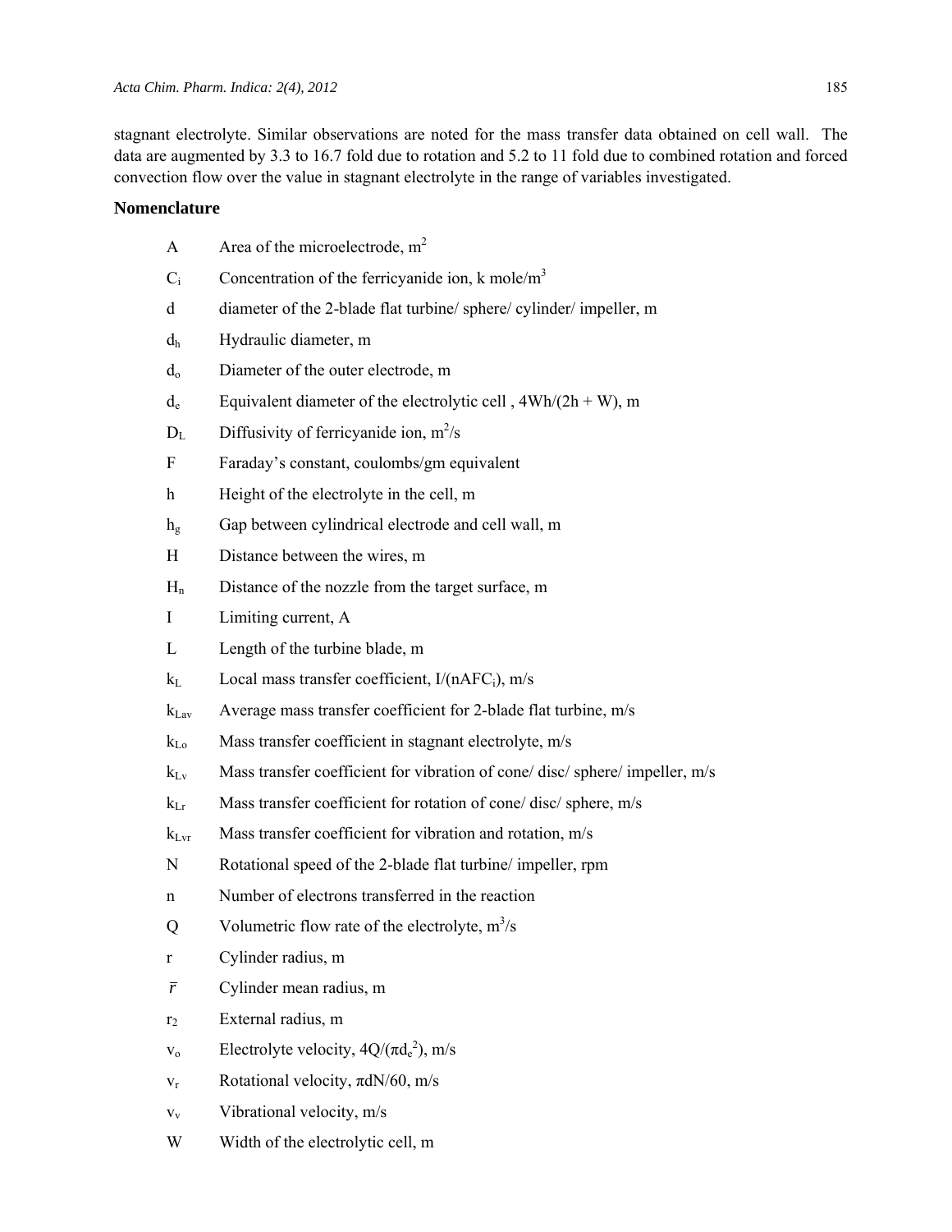stagnant electrolyte. Similar observations are noted for the mass transfer data obtained on cell wall. The data are augmented by 3.3 to 16.7 fold due to rotation and 5.2 to 11 fold due to combined rotation and forced convection flow over the value in stagnant electrolyte in the range of variables investigated.

## Nomenclature

| | |
|---|---|
| A | Area of the microelectrode, $m^2$ |
| $C_i$ | Concentration of the ferricyanide ion, k mole/$m^3$ |
| d | diameter of the 2-blade flat turbine/ sphere/ cylinder/ impeller, m |
| $d_h$ | Hydraulic diameter, m |
| $d_o$ | Diameter of the outer electrode, m |
| $d_e$ | Equivalent diameter of the electrolytic cell , $4Wh/(2h + W)$, m |
| $D_L$ | Diffusivity of ferricyanide ion, $m^2$/s |
| F | Faraday's constant, coulombs/gm equivalent |
| h | Height of the electrolyte in the cell, m |
| $h_g$ | Gap between cylindrical electrode and cell wall, m |
| H | Distance between the wires, m |
| $H_n$ | Distance of the nozzle from the target surface, m |
| I | Limiting current, A |
| L | Length of the turbine blade, m |
| $k_L$ | Local mass transfer coefficient, $I/(nAFC_i)$, m/s |
| $k_{Lav}$ | Average mass transfer coefficient for 2-blade flat turbine, m/s |
| $k_{Lo}$ | Mass transfer coefficient in stagnant electrolyte, m/s |
| $k_{Lv}$ | Mass transfer coefficient for vibration of cone/ disc/ sphere/ impeller, m/s |
| $k_{Lr}$ | Mass transfer coefficient for rotation of cone/ disc/ sphere, m/s |
| $k_{Lvr}$ | Mass transfer coefficient for vibration and rotation, m/s |
| N | Rotational speed of the 2-blade flat turbine/ impeller, rpm |
| n | Number of electrons transferred in the reaction |
| Q | Volumetric flow rate of the electrolyte, $m^3$/s |
| r | Cylinder radius, m |
| $\bar{r}$ | Cylinder mean radius, m |
| $r_2$ | External radius, m |
| $v_o$ | Electrolyte velocity, $4Q/(\pi d_e^2)$, m/s |
| $v_r$ | Rotational velocity, $\pi dN/60$, m/s |
| $v_v$ | Vibrational velocity, m/s |
| W | Width of the electrolytic cell, m |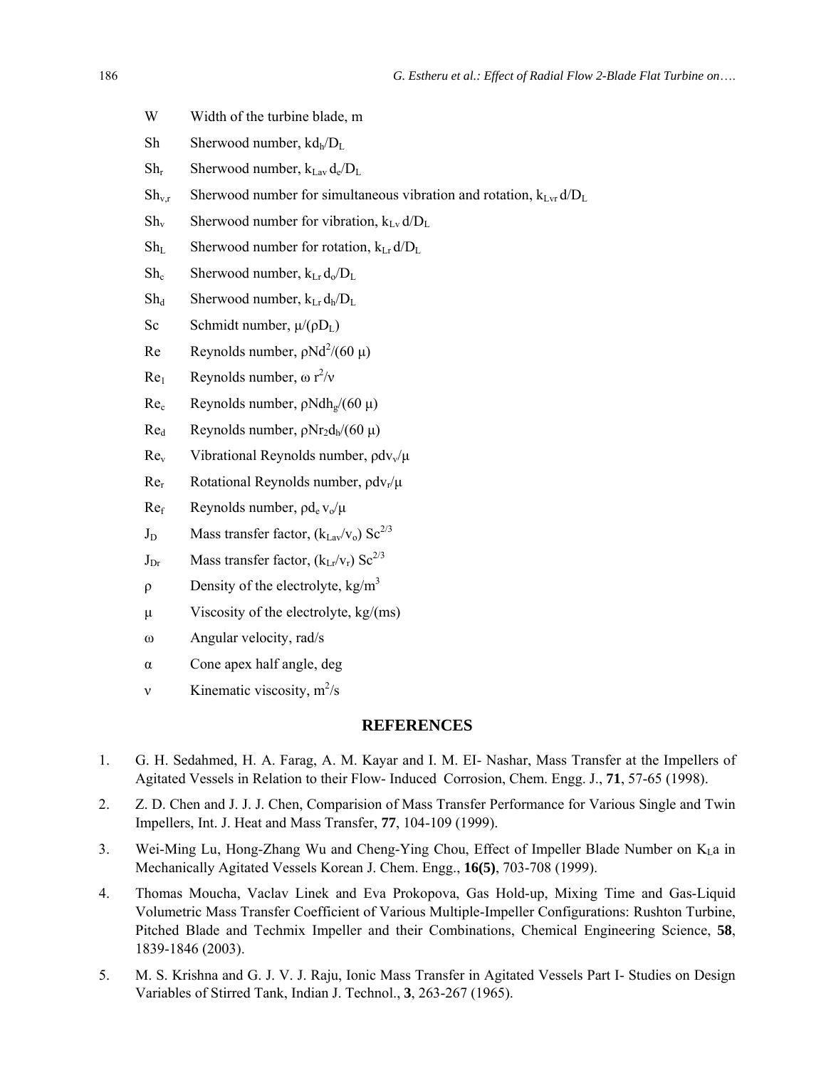W Width of the turbine blade, m

Sh Sherwood number, $kd_h/D_L$

$Sh_r$ Sherwood number, $k_{Lav}\, d_e/D_L$

$Sh_{v,r}$ Sherwood number for simultaneous vibration and rotation, $k_{Lvr}\, d/D_L$

$Sh_v$ Sherwood number for vibration, $k_{Lv}\, d/D_L$

$Sh_L$ Sherwood number for rotation, $k_{Lr}\, d/D_L$

$Sh_c$ Sherwood number, $k_{Lr}\, d_o/D_L$

$Sh_d$ Sherwood number, $k_{Lr}\, d_h/D_L$

Sc Schmidt number, $\mu/(\rho D_L)$

Re Reynolds number, $\rho N d^2/(60\ \mu)$

$Re_1$ Reynolds number, $\omega\, r^2/\nu$

$Re_c$ Reynolds number, $\rho N d h_g/(60\ \mu)$

$Re_d$ Reynolds number, $\rho N r_2 d_h/(60\ \mu)$

$Re_v$ Vibrational Reynolds number, $\rho d v_v/\mu$

$Re_r$ Rotational Reynolds number, $\rho d v_r/\mu$

$Re_f$ Reynolds number, $\rho d_e\, v_o/\mu$

$J_D$ Mass transfer factor, $(k_{Lav}/v_o)\ Sc^{2/3}$

$J_{Dr}$ Mass transfer factor, $(k_{Lr}/v_r)\ Sc^{2/3}$

$\rho$ Density of the electrolyte, $kg/m^3$

$\mu$ Viscosity of the electrolyte, kg/(ms)

$\omega$ Angular velocity, rad/s

$\alpha$ Cone apex half angle, deg

$\nu$ Kinematic viscosity, $m^2/s$

## REFERENCES

1. G. H. Sedahmed, H. A. Farag, A. M. Kayar and I. M. EI- Nashar, Mass Transfer at the Impellers of Agitated Vessels in Relation to their Flow- Induced Corrosion, Chem. Engg. J., **71**, 57-65 (1998).
2. Z. D. Chen and J. J. J. Chen, Comparision of Mass Transfer Performance for Various Single and Twin Impellers, Int. J. Heat and Mass Transfer, **77**, 104-109 (1999).
3. Wei-Ming Lu, Hong-Zhang Wu and Cheng-Ying Chou, Effect of Impeller Blade Number on $K_La$ in Mechanically Agitated Vessels Korean J. Chem. Engg., **16(5)**, 703-708 (1999).
4. Thomas Moucha, Vaclav Linek and Eva Prokopova, Gas Hold-up, Mixing Time and Gas-Liquid Volumetric Mass Transfer Coefficient of Various Multiple-Impeller Configurations: Rushton Turbine, Pitched Blade and Techmix Impeller and their Combinations, Chemical Engineering Science, **58**, 1839-1846 (2003).
5. M. S. Krishna and G. J. V. J. Raju, Ionic Mass Transfer in Agitated Vessels Part I- Studies on Design Variables of Stirred Tank, Indian J. Technol., **3**, 263-267 (1965).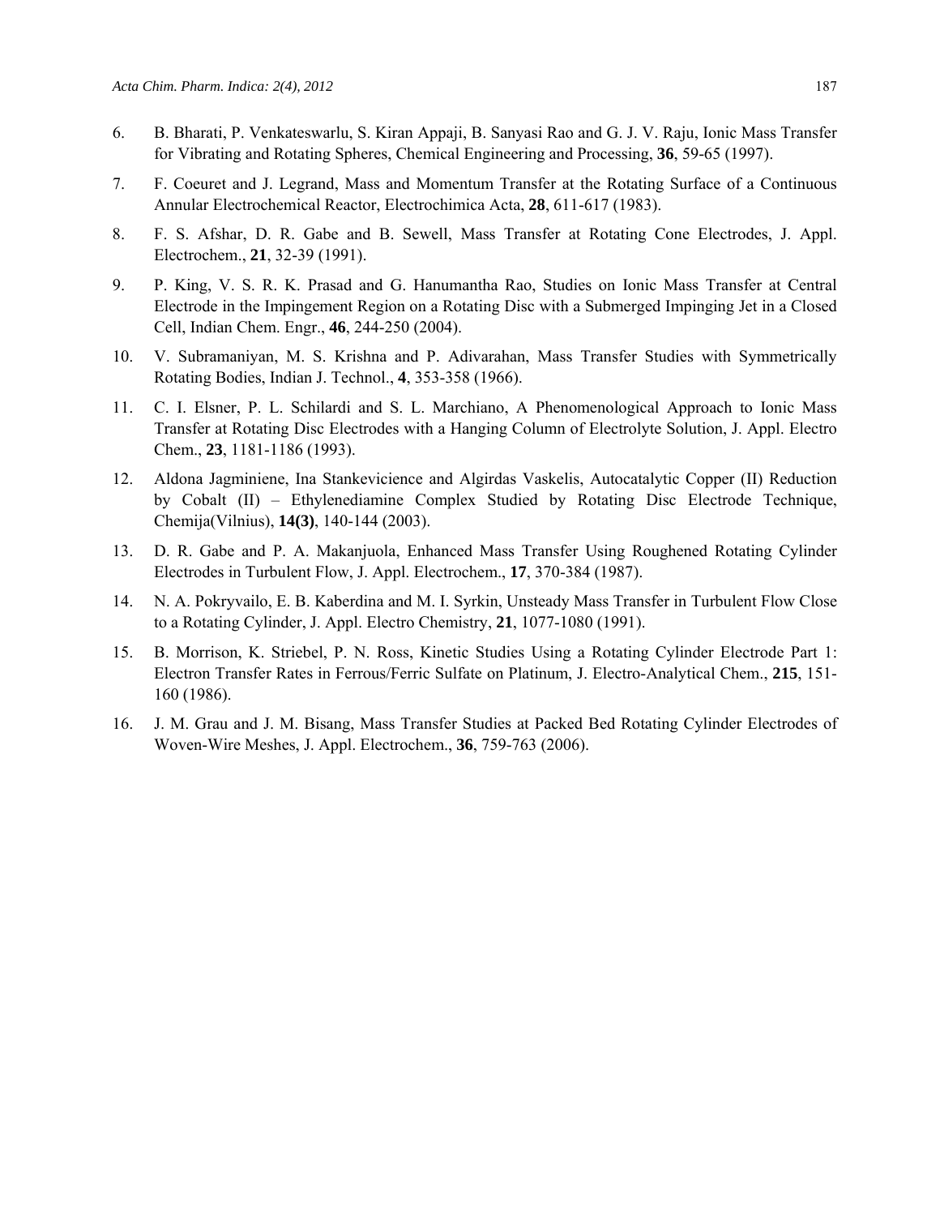6. B. Bharati, P. Venkateswarlu, S. Kiran Appaji, B. Sanyasi Rao and G. J. V. Raju, Ionic Mass Transfer for Vibrating and Rotating Spheres, Chemical Engineering and Processing, **36**, 59-65 (1997).

7. F. Coeuret and J. Legrand, Mass and Momentum Transfer at the Rotating Surface of a Continuous Annular Electrochemical Reactor, Electrochimica Acta, **28**, 611-617 (1983).

8. F. S. Afshar, D. R. Gabe and B. Sewell, Mass Transfer at Rotating Cone Electrodes, J. Appl. Electrochem., **21**, 32-39 (1991).

9. P. King, V. S. R. K. Prasad and G. Hanumantha Rao, Studies on Ionic Mass Transfer at Central Electrode in the Impingement Region on a Rotating Disc with a Submerged Impinging Jet in a Closed Cell, Indian Chem. Engr., **46**, 244-250 (2004).

10. V. Subramaniyan, M. S. Krishna and P. Adivarahan, Mass Transfer Studies with Symmetrically Rotating Bodies, Indian J. Technol., **4**, 353-358 (1966).

11. C. I. Elsner, P. L. Schilardi and S. L. Marchiano, A Phenomenological Approach to Ionic Mass Transfer at Rotating Disc Electrodes with a Hanging Column of Electrolyte Solution, J. Appl. Electro Chem., **23**, 1181-1186 (1993).

12. Aldona Jagminiene, Ina Stankevicience and Algirdas Vaskelis, Autocatalytic Copper (II) Reduction by Cobalt (II) – Ethylenediamine Complex Studied by Rotating Disc Electrode Technique, Chemija(Vilnius), **14(3)**, 140-144 (2003).

13. D. R. Gabe and P. A. Makanjuola, Enhanced Mass Transfer Using Roughened Rotating Cylinder Electrodes in Turbulent Flow, J. Appl. Electrochem., **17**, 370-384 (1987).

14. N. A. Pokryvailo, E. B. Kaberdina and M. I. Syrkin, Unsteady Mass Transfer in Turbulent Flow Close to a Rotating Cylinder, J. Appl. Electro Chemistry, **21**, 1077-1080 (1991).

15. B. Morrison, K. Striebel, P. N. Ross, Kinetic Studies Using a Rotating Cylinder Electrode Part 1: Electron Transfer Rates in Ferrous/Ferric Sulfate on Platinum, J. Electro-Analytical Chem., **215**, 151-160 (1986).

16. J. M. Grau and J. M. Bisang, Mass Transfer Studies at Packed Bed Rotating Cylinder Electrodes of Woven-Wire Meshes, J. Appl. Electrochem., **36**, 759-763 (2006).